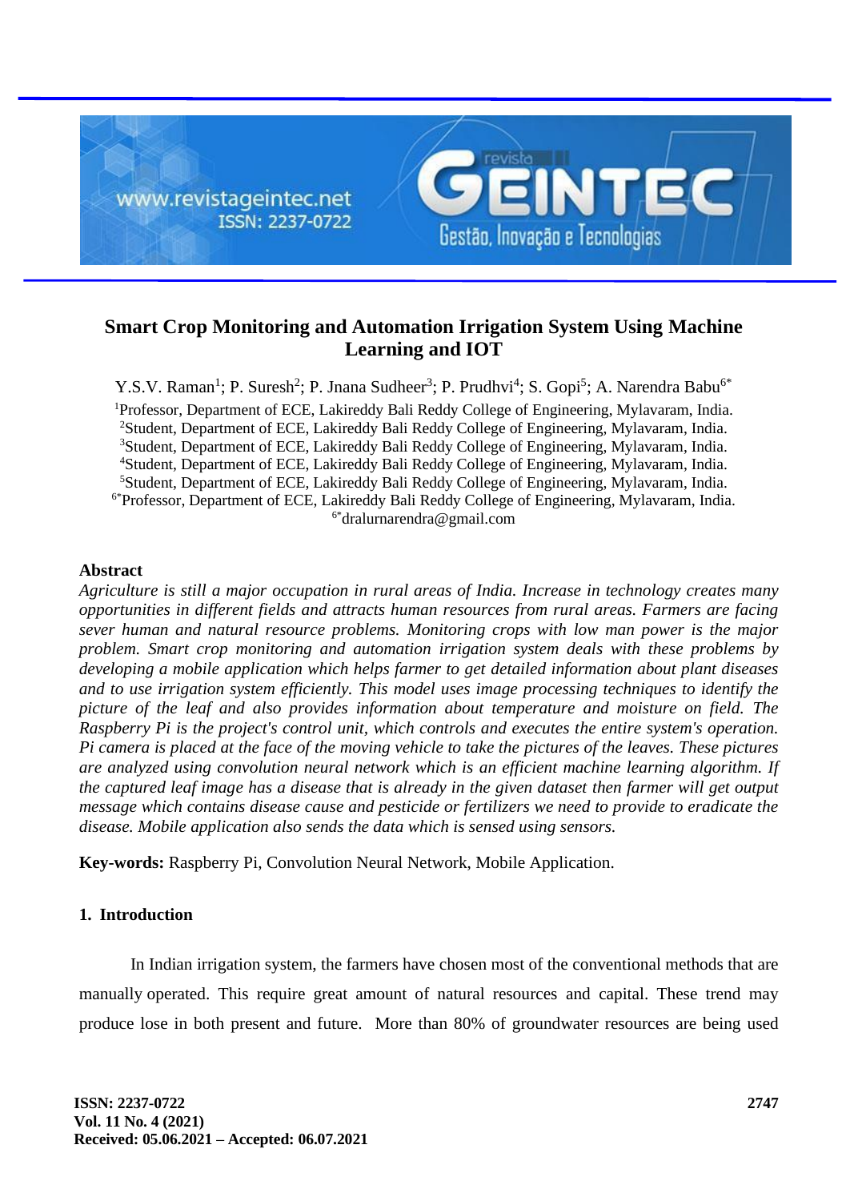# Smart Crop Monitoring and Automation Irrigation System Using Machine Learning and IOT

Y.S.V. Raman[1]; P. Suresh[2]; P. Jnana Sudheer[3]; P. Prudhvi[4]; S. Gopi[5]; A. Narendra Babu[6*]

[1]Professor, Department of ECE, Lakireddy Bali Reddy College of Engineering, Mylavaram, India.
[2]Student, Department of ECE, Lakireddy Bali Reddy College of Engineering, Mylavaram, India.
[3]Student, Department of ECE, Lakireddy Bali Reddy College of Engineering, Mylavaram, India.
[4]Student, Department of ECE, Lakireddy Bali Reddy College of Engineering, Mylavaram, India.
[5]Student, Department of ECE, Lakireddy Bali Reddy College of Engineering, Mylavaram, India.
[6*]Professor, Department of ECE, Lakireddy Bali Reddy College of Engineering, Mylavaram, India.
[6*]dralurnarendra@gmail.com

## Abstract

*Agriculture is still a major occupation in rural areas of India. Increase in technology creates many opportunities in different fields and attracts human resources from rural areas. Farmers are facing sever human and natural resource problems. Monitoring crops with low man power is the major problem. Smart crop monitoring and automation irrigation system deals with these problems by developing a mobile application which helps farmer to get detailed information about plant diseases and to use irrigation system efficiently. This model uses image processing techniques to identify the picture of the leaf and also provides information about temperature and moisture on field. The Raspberry Pi is the project's control unit, which controls and executes the entire system's operation. Pi camera is placed at the face of the moving vehicle to take the pictures of the leaves. These pictures are analyzed using convolution neural network which is an efficient machine learning algorithm. If the captured leaf image has a disease that is already in the given dataset then farmer will get output message which contains disease cause and pesticide or fertilizers we need to provide to eradicate the disease. Mobile application also sends the data which is sensed using sensors.*

**Key-words:** Raspberry Pi, Convolution Neural Network, Mobile Application.

## 1. Introduction

In Indian irrigation system, the farmers have chosen most of the conventional methods that are manually operated. This require great amount of natural resources and capital. These trend may produce lose in both present and future. More than 80% of groundwater resources are being used

**Received: 05.06.2021 – Accepted: 06.07.2021**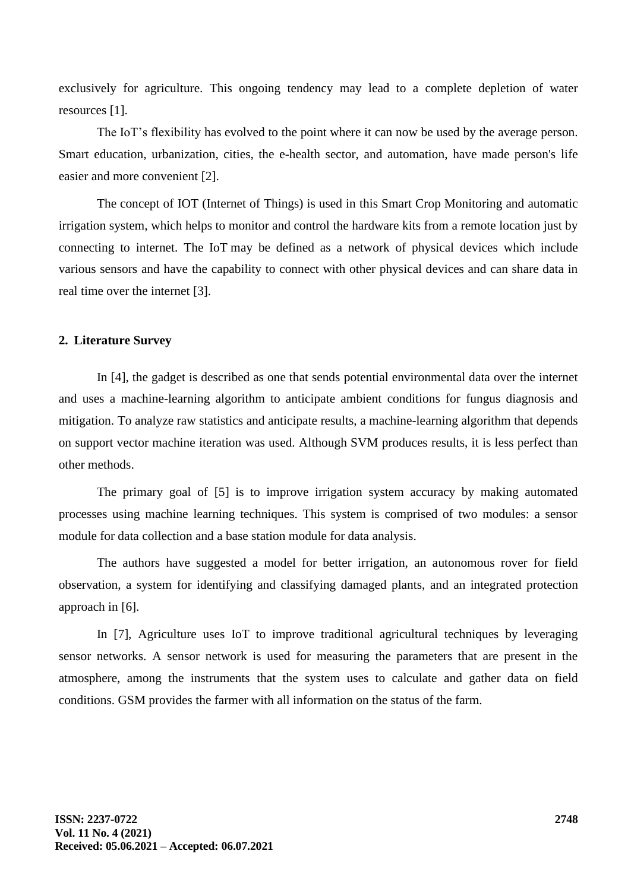exclusively for agriculture. This ongoing tendency may lead to a complete depletion of water resources [1].

The IoT's flexibility has evolved to the point where it can now be used by the average person. Smart education, urbanization, cities, the e-health sector, and automation, have made person's life easier and more convenient [2].

The concept of IOT (Internet of Things) is used in this Smart Crop Monitoring and automatic irrigation system, which helps to monitor and control the hardware kits from a remote location just by connecting to internet. The IoT may be defined as a network of physical devices which include various sensors and have the capability to connect with other physical devices and can share data in real time over the internet [3].

## 2. Literature Survey

In [4], the gadget is described as one that sends potential environmental data over the internet and uses a machine-learning algorithm to anticipate ambient conditions for fungus diagnosis and mitigation. To analyze raw statistics and anticipate results, a machine-learning algorithm that depends on support vector machine iteration was used. Although SVM produces results, it is less perfect than other methods.

The primary goal of [5] is to improve irrigation system accuracy by making automated processes using machine learning techniques. This system is comprised of two modules: a sensor module for data collection and a base station module for data analysis.

The authors have suggested a model for better irrigation, an autonomous rover for field observation, a system for identifying and classifying damaged plants, and an integrated protection approach in [6].

In [7], Agriculture uses IoT to improve traditional agricultural techniques by leveraging sensor networks. A sensor network is used for measuring the parameters that are present in the atmosphere, among the instruments that the system uses to calculate and gather data on field conditions. GSM provides the farmer with all information on the status of the farm.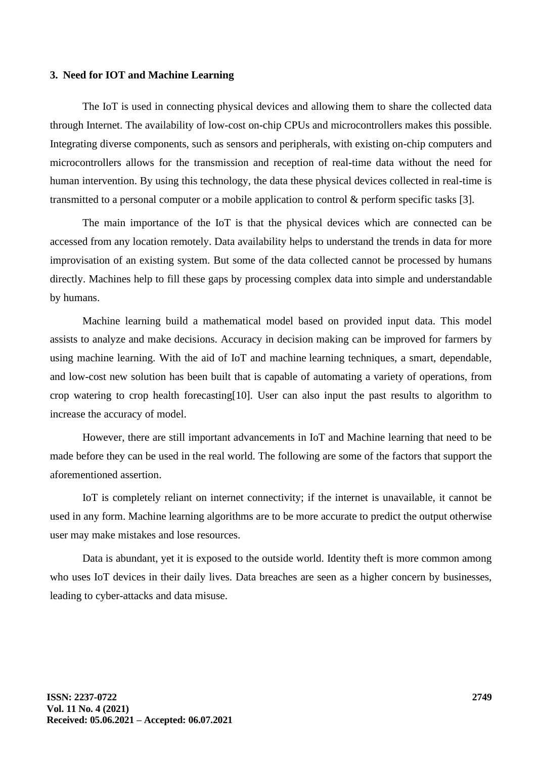### 3. Need for IOT and Machine Learning

The IoT is used in connecting physical devices and allowing them to share the collected data through Internet. The availability of low-cost on-chip CPUs and microcontrollers makes this possible. Integrating diverse components, such as sensors and peripherals, with existing on-chip computers and microcontrollers allows for the transmission and reception of real-time data without the need for human intervention. By using this technology, the data these physical devices collected in real-time is transmitted to a personal computer or a mobile application to control & perform specific tasks [3].

The main importance of the IoT is that the physical devices which are connected can be accessed from any location remotely. Data availability helps to understand the trends in data for more improvisation of an existing system. But some of the data collected cannot be processed by humans directly. Machines help to fill these gaps by processing complex data into simple and understandable by humans.

Machine learning build a mathematical model based on provided input data. This model assists to analyze and make decisions. Accuracy in decision making can be improved for farmers by using machine learning. With the aid of IoT and machine learning techniques, a smart, dependable, and low-cost new solution has been built that is capable of automating a variety of operations, from crop watering to crop health forecasting[10]. User can also input the past results to algorithm to increase the accuracy of model.

However, there are still important advancements in IoT and Machine learning that need to be made before they can be used in the real world. The following are some of the factors that support the aforementioned assertion.

IoT is completely reliant on internet connectivity; if the internet is unavailable, it cannot be used in any form. Machine learning algorithms are to be more accurate to predict the output otherwise user may make mistakes and lose resources.

Data is abundant, yet it is exposed to the outside world. Identity theft is more common among who uses IoT devices in their daily lives. Data breaches are seen as a higher concern by businesses, leading to cyber-attacks and data misuse.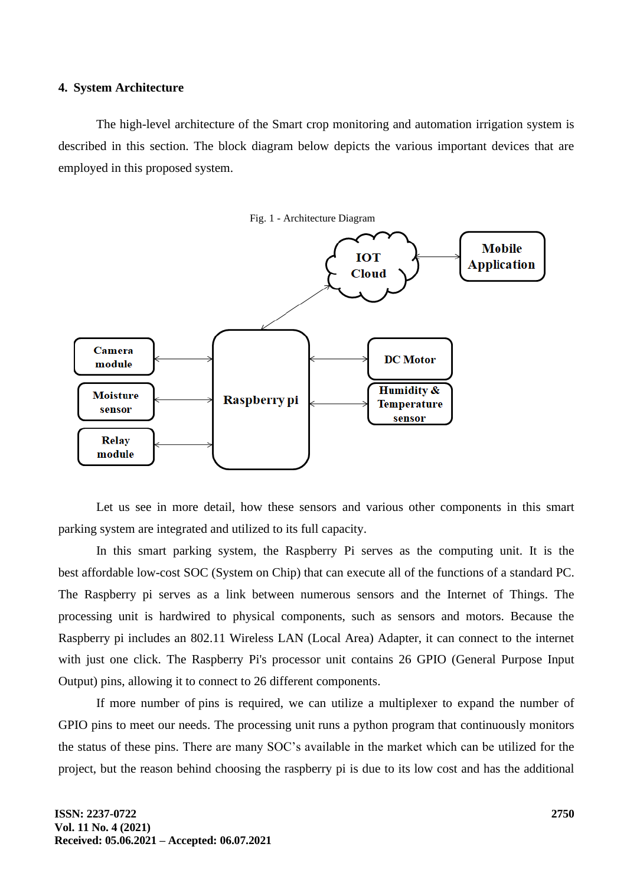## 4. System Architecture

The high-level architecture of the Smart crop monitoring and automation irrigation system is described in this section. The block diagram below depicts the various important devices that are employed in this proposed system.

Fig. 1 - Architecture Diagram

Let us see in more detail, how these sensors and various other components in this smart parking system are integrated and utilized to its full capacity.

In this smart parking system, the Raspberry Pi serves as the computing unit. It is the best affordable low-cost SOC (System on Chip) that can execute all of the functions of a standard PC. The Raspberry pi serves as a link between numerous sensors and the Internet of Things. The processing unit is hardwired to physical components, such as sensors and motors. Because the Raspberry pi includes an 802.11 Wireless LAN (Local Area) Adapter, it can connect to the internet with just one click. The Raspberry Pi's processor unit contains 26 GPIO (General Purpose Input Output) pins, allowing it to connect to 26 different components.

If more number of pins is required, we can utilize a multiplexer to expand the number of GPIO pins to meet our needs. The processing unit runs a python program that continuously monitors the status of these pins. There are many SOC's available in the market which can be utilized for the project, but the reason behind choosing the raspberry pi is due to its low cost and has the additional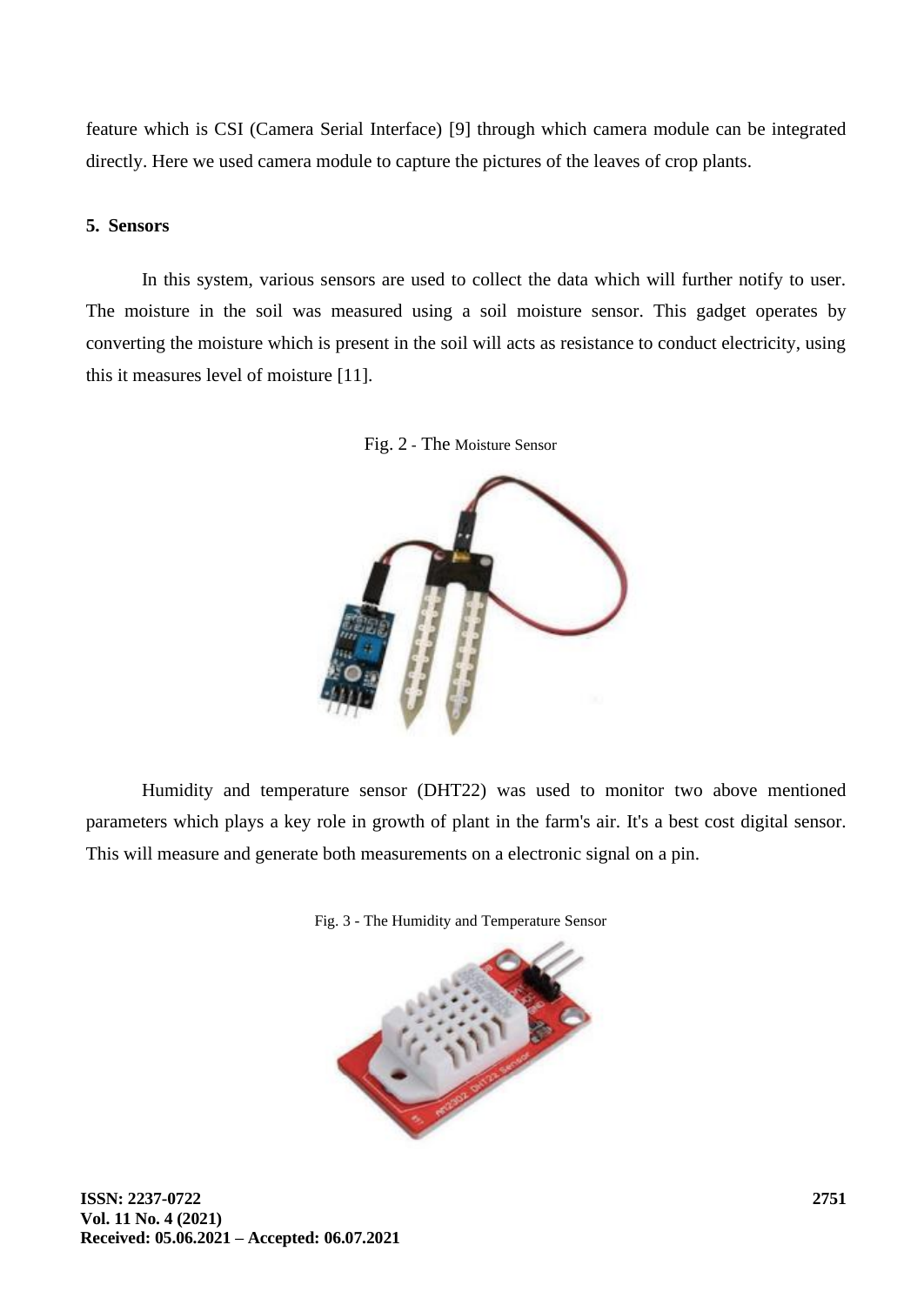feature which is CSI (Camera Serial Interface) [9] through which camera module can be integrated directly. Here we used camera module to capture the pictures of the leaves of crop plants.

## 5. Sensors

In this system, various sensors are used to collect the data which will further notify to user. The moisture in the soil was measured using a soil moisture sensor. This gadget operates by converting the moisture which is present in the soil will acts as resistance to conduct electricity, using this it measures level of moisture [11].

Fig. 2 - The Moisture Sensor

Humidity and temperature sensor (DHT22) was used to monitor two above mentioned parameters which plays a key role in growth of plant in the farm's air. It's a best cost digital sensor. This will measure and generate both measurements on a electronic signal on a pin.

Fig. 3 - The Humidity and Temperature Sensor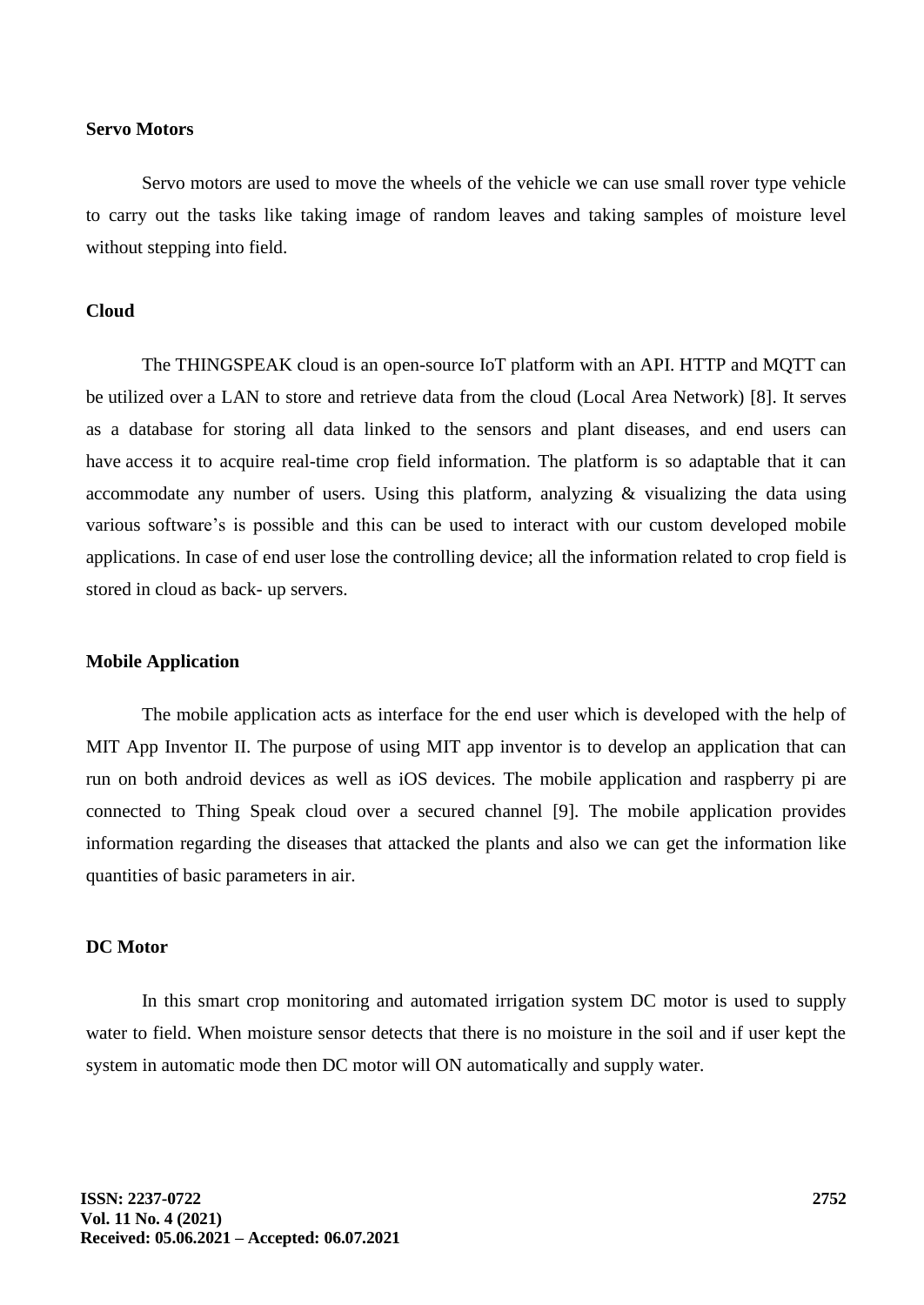**Servo Motors**

Servo motors are used to move the wheels of the vehicle we can use small rover type vehicle to carry out the tasks like taking image of random leaves and taking samples of moisture level without stepping into field.

**Cloud**

The THINGSPEAK cloud is an open-source IoT platform with an API. HTTP and MQTT can be utilized over a LAN to store and retrieve data from the cloud (Local Area Network) [8]. It serves as a database for storing all data linked to the sensors and plant diseases, and end users can have access it to acquire real-time crop field information. The platform is so adaptable that it can accommodate any number of users. Using this platform, analyzing & visualizing the data using various software's is possible and this can be used to interact with our custom developed mobile applications. In case of end user lose the controlling device; all the information related to crop field is stored in cloud as back- up servers.

**Mobile Application**

The mobile application acts as interface for the end user which is developed with the help of MIT App Inventor II. The purpose of using MIT app inventor is to develop an application that can run on both android devices as well as iOS devices. The mobile application and raspberry pi are connected to Thing Speak cloud over a secured channel [9]. The mobile application provides information regarding the diseases that attacked the plants and also we can get the information like quantities of basic parameters in air.

**DC Motor**

In this smart crop monitoring and automated irrigation system DC motor is used to supply water to field. When moisture sensor detects that there is no moisture in the soil and if user kept the system in automatic mode then DC motor will ON automatically and supply water.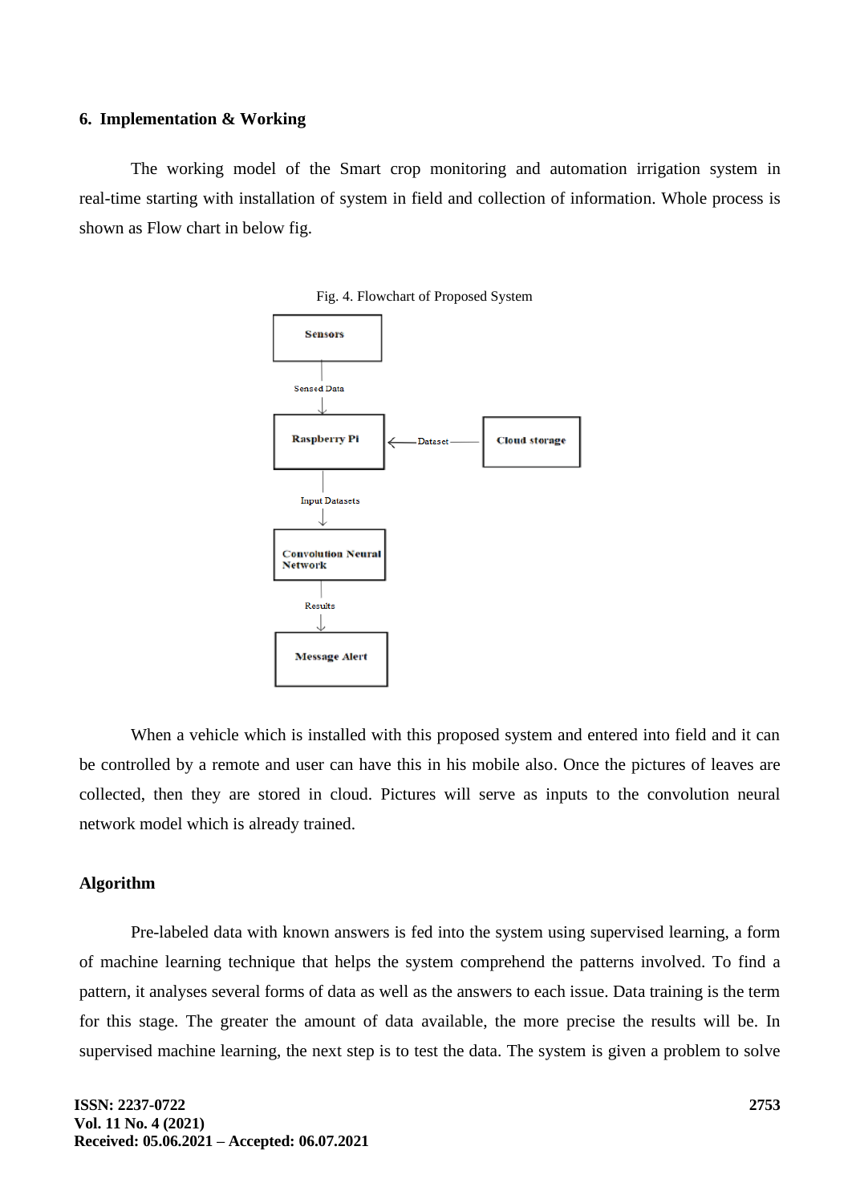## 6. Implementation & Working

The working model of the Smart crop monitoring and automation irrigation system in real-time starting with installation of system in field and collection of information. Whole process is shown as Flow chart in below fig.

Fig. 4. Flowchart of Proposed System

When a vehicle which is installed with this proposed system and entered into field and it can be controlled by a remote and user can have this in his mobile also. Once the pictures of leaves are collected, then they are stored in cloud. Pictures will serve as inputs to the convolution neural network model which is already trained.

### Algorithm

Pre-labeled data with known answers is fed into the system using supervised learning, a form of machine learning technique that helps the system comprehend the patterns involved. To find a pattern, it analyses several forms of data as well as the answers to each issue. Data training is the term for this stage. The greater the amount of data available, the more precise the results will be. In supervised machine learning, the next step is to test the data. The system is given a problem to solve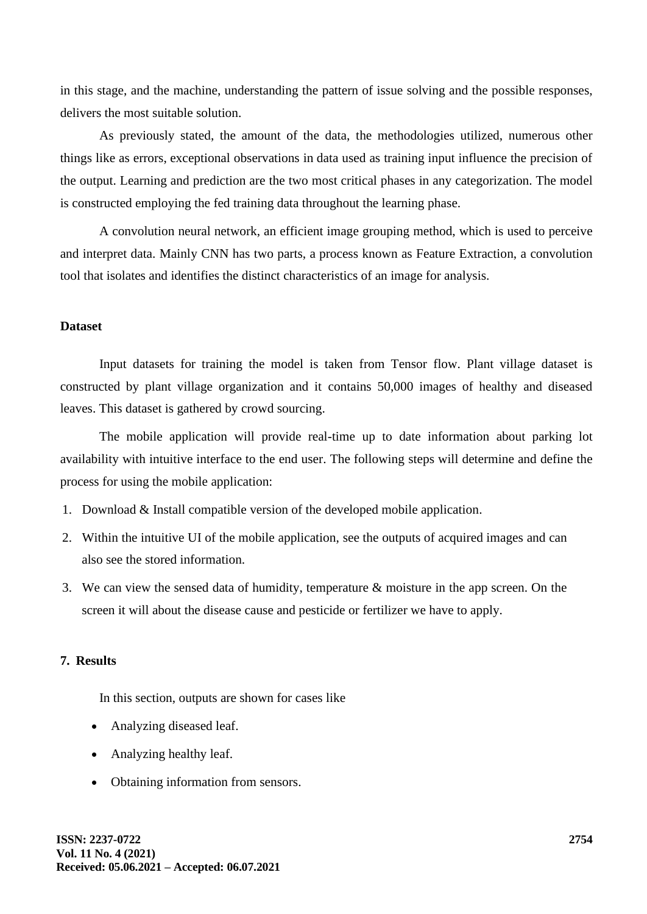in this stage, and the machine, understanding the pattern of issue solving and the possible responses, delivers the most suitable solution.

As previously stated, the amount of the data, the methodologies utilized, numerous other things like as errors, exceptional observations in data used as training input influence the precision of the output. Learning and prediction are the two most critical phases in any categorization. The model is constructed employing the fed training data throughout the learning phase.

A convolution neural network, an efficient image grouping method, which is used to perceive and interpret data. Mainly CNN has two parts, a process known as Feature Extraction, a convolution tool that isolates and identifies the distinct characteristics of an image for analysis.

**Dataset**

Input datasets for training the model is taken from Tensor flow. Plant village dataset is constructed by plant village organization and it contains 50,000 images of healthy and diseased leaves. This dataset is gathered by crowd sourcing.

The mobile application will provide real-time up to date information about parking lot availability with intuitive interface to the end user. The following steps will determine and define the process for using the mobile application:

1. Download & Install compatible version of the developed mobile application.
2. Within the intuitive UI of the mobile application, see the outputs of acquired images and can also see the stored information.
3. We can view the sensed data of humidity, temperature & moisture in the app screen. On the screen it will about the disease cause and pesticide or fertilizer we have to apply.

## 7. Results

In this section, outputs are shown for cases like

- Analyzing diseased leaf.
- Analyzing healthy leaf.
- Obtaining information from sensors.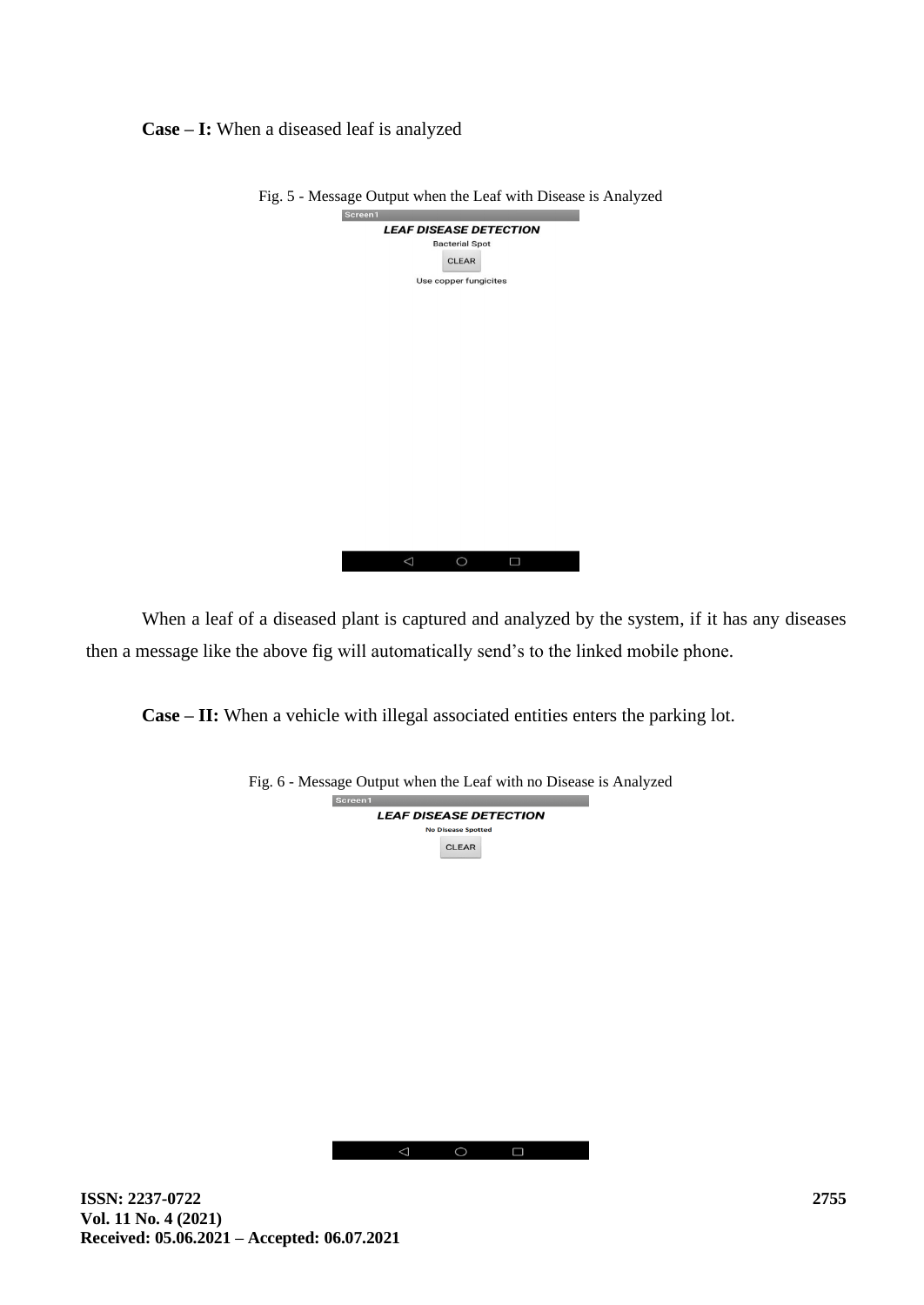**Case – I:** When a diseased leaf is analyzed

Fig. 5 - Message Output when the Leaf with Disease is Analyzed

Screen1

**LEAF DISEASE DETECTION**

Bacterial Spot

CLEAR

Use copper fungicites

When a leaf of a diseased plant is captured and analyzed by the system, if it has any diseases then a message like the above fig will automatically send's to the linked mobile phone.

**Case – II:** When a vehicle with illegal associated entities enters the parking lot.

Fig. 6 - Message Output when the Leaf with no Disease is Analyzed

Screen1

**LEAF DISEASE DETECTION**

No Disease Spotted

CLEAR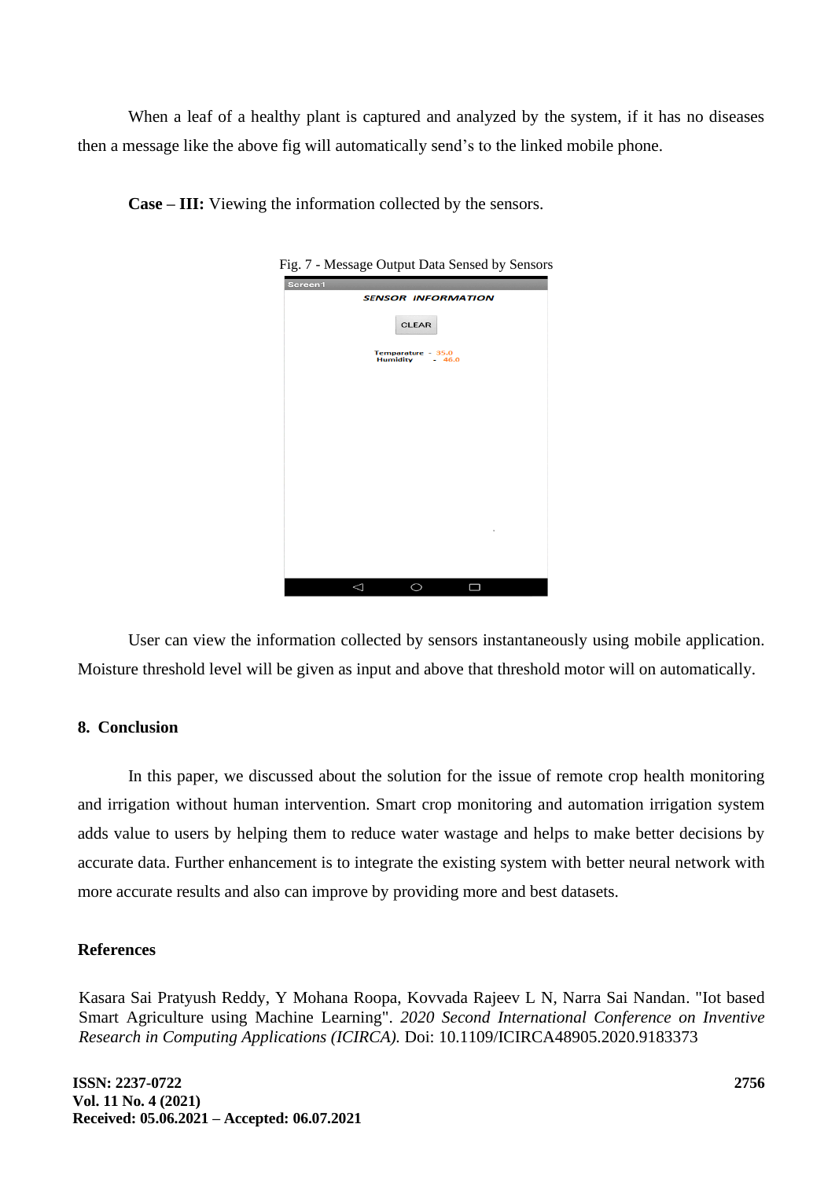When a leaf of a healthy plant is captured and analyzed by the system, if it has no diseases then a message like the above fig will automatically send's to the linked mobile phone.

**Case – III:** Viewing the information collected by the sensors.

Fig. 7 - Message Output Data Sensed by Sensors

User can view the information collected by sensors instantaneously using mobile application. Moisture threshold level will be given as input and above that threshold motor will on automatically.

## 8. Conclusion

In this paper, we discussed about the solution for the issue of remote crop health monitoring and irrigation without human intervention. Smart crop monitoring and automation irrigation system adds value to users by helping them to reduce water wastage and helps to make better decisions by accurate data. Further enhancement is to integrate the existing system with better neural network with more accurate results and also can improve by providing more and best datasets.

## References

Kasara Sai Pratyush Reddy, Y Mohana Roopa, Kovvada Rajeev L N, Narra Sai Nandan. "Iot based Smart Agriculture using Machine Learning". *2020 Second International Conference on Inventive Research in Computing Applications (ICIRCA).* Doi: 10.1109/ICIRCA48905.2020.9183373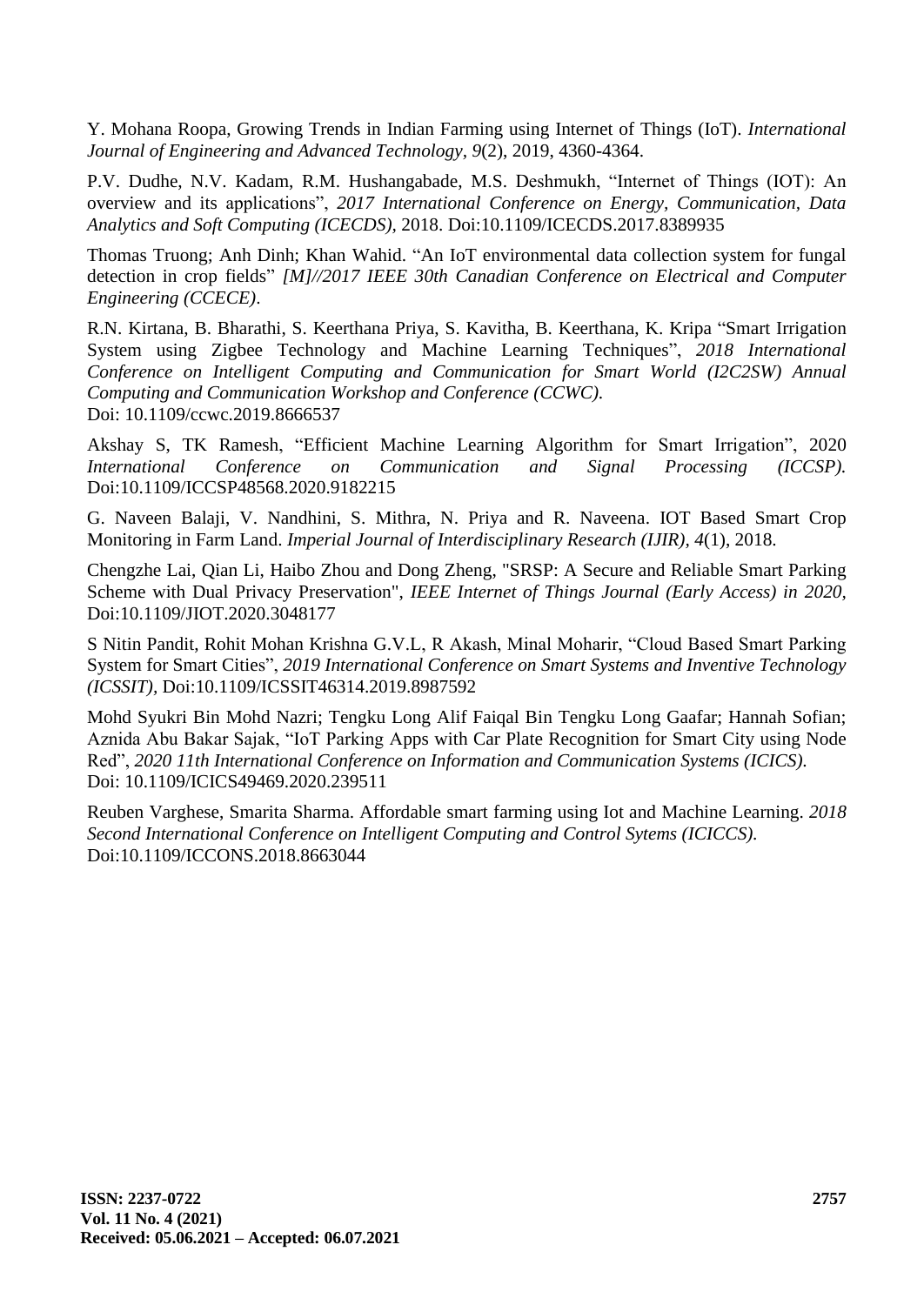Y. Mohana Roopa, Growing Trends in Indian Farming using Internet of Things (IoT). *International Journal of Engineering and Advanced Technology, 9*(2), 2019, 4360-4364.

P.V. Dudhe, N.V. Kadam, R.M. Hushangabade, M.S. Deshmukh, "Internet of Things (IOT): An overview and its applications", *2017 International Conference on Energy, Communication, Data Analytics and Soft Computing (ICECDS)*, 2018. Doi:10.1109/ICECDS.2017.8389935

Thomas Truong; Anh Dinh; Khan Wahid. "An IoT environmental data collection system for fungal detection in crop fields" *[M]//2017 IEEE 30th Canadian Conference on Electrical and Computer Engineering (CCECE)*.

R.N. Kirtana, B. Bharathi, S. Keerthana Priya, S. Kavitha, B. Keerthana, K. Kripa "Smart Irrigation System using Zigbee Technology and Machine Learning Techniques", *2018 International Conference on Intelligent Computing and Communication for Smart World (I2C2SW) Annual Computing and Communication Workshop and Conference (CCWC).*
Doi: 10.1109/ccwc.2019.8666537

Akshay S, TK Ramesh, "Efficient Machine Learning Algorithm for Smart Irrigation", 2020 *International Conference on Communication and Signal Processing (ICCSP).* Doi:10.1109/ICCSP48568.2020.9182215

G. Naveen Balaji, V. Nandhini, S. Mithra, N. Priya and R. Naveena. IOT Based Smart Crop Monitoring in Farm Land. *Imperial Journal of Interdisciplinary Research (IJIR), 4*(1), 2018.

Chengzhe Lai, Qian Li, Haibo Zhou and Dong Zheng, "SRSP: A Secure and Reliable Smart Parking Scheme with Dual Privacy Preservation", *IEEE Internet of Things Journal (Early Access) in 2020,* Doi:10.1109/JIOT.2020.3048177

S Nitin Pandit, Rohit Mohan Krishna G.V.L, R Akash, Minal Moharir, "Cloud Based Smart Parking System for Smart Cities", *2019 International Conference on Smart Systems and Inventive Technology (ICSSIT)*, Doi:10.1109/ICSSIT46314.2019.8987592

Mohd Syukri Bin Mohd Nazri; Tengku Long Alif Faiqal Bin Tengku Long Gaafar; Hannah Sofian; Aznida Abu Bakar Sajak, "IoT Parking Apps with Car Plate Recognition for Smart City using Node Red", *2020 11th International Conference on Information and Communication Systems (ICICS).*
Doi: 10.1109/ICICS49469.2020.239511

Reuben Varghese, Smarita Sharma. Affordable smart farming using Iot and Machine Learning. *2018 Second International Conference on Intelligent Computing and Control Sytems (ICICCS).*
Doi:10.1109/ICCONS.2018.8663044